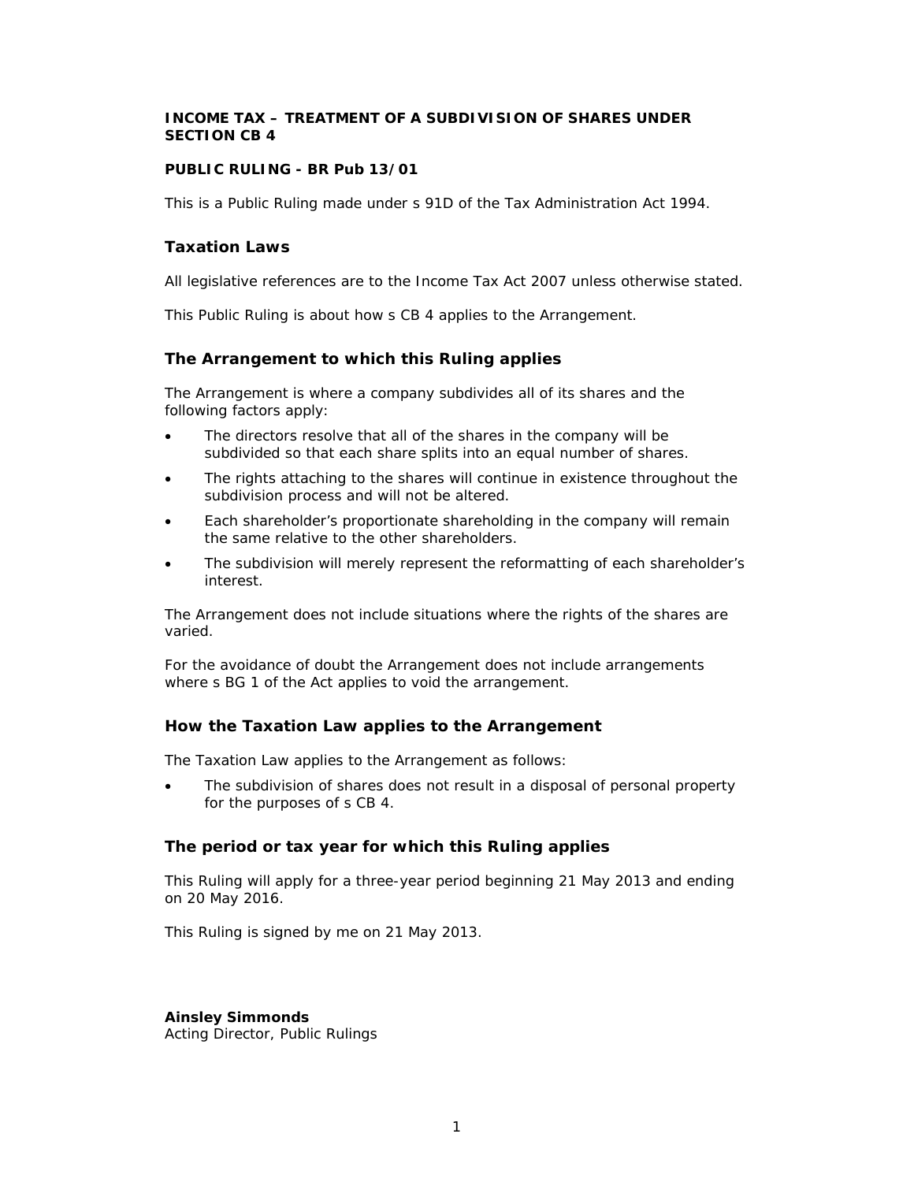**INCOME TAX – TREATMENT OF A SUBDIVISION OF SHARES UNDER SECTION CB 4**

**PUBLIC RULING - BR Pub 13/01**

This is a Public Ruling made under s 91D of the Tax Administration Act 1994.

## Taxation Laws

All legislative references are to the Income Tax Act 2007 unless otherwise stated.

This Public Ruling is about how s CB 4 applies to the Arrangement.

## The Arrangement to which this Ruling applies

The Arrangement is where a company subdivides all of its shares and the following factors apply:

- The directors resolve that all of the shares in the company will be subdivided so that each share splits into an equal number of shares.
- The rights attaching to the shares will continue in existence throughout the subdivision process and will not be altered.
- Each shareholder's proportionate shareholding in the company will remain the same relative to the other shareholders.
- The subdivision will merely represent the reformatting of each shareholder's interest.

The Arrangement does not include situations where the rights of the shares are varied.

For the avoidance of doubt the Arrangement does not include arrangements where s BG 1 of the Act applies to void the arrangement.

## How the Taxation Law applies to the Arrangement

The Taxation Law applies to the Arrangement as follows:

- The subdivision of shares does not result in a disposal of personal property for the purposes of s CB 4.

## The period or tax year for which this Ruling applies

This Ruling will apply for a three-year period beginning 21 May 2013 and ending on 20 May 2016.

This Ruling is signed by me on 21 May 2013.

**Ainsley Simmonds**
Acting Director, Public Rulings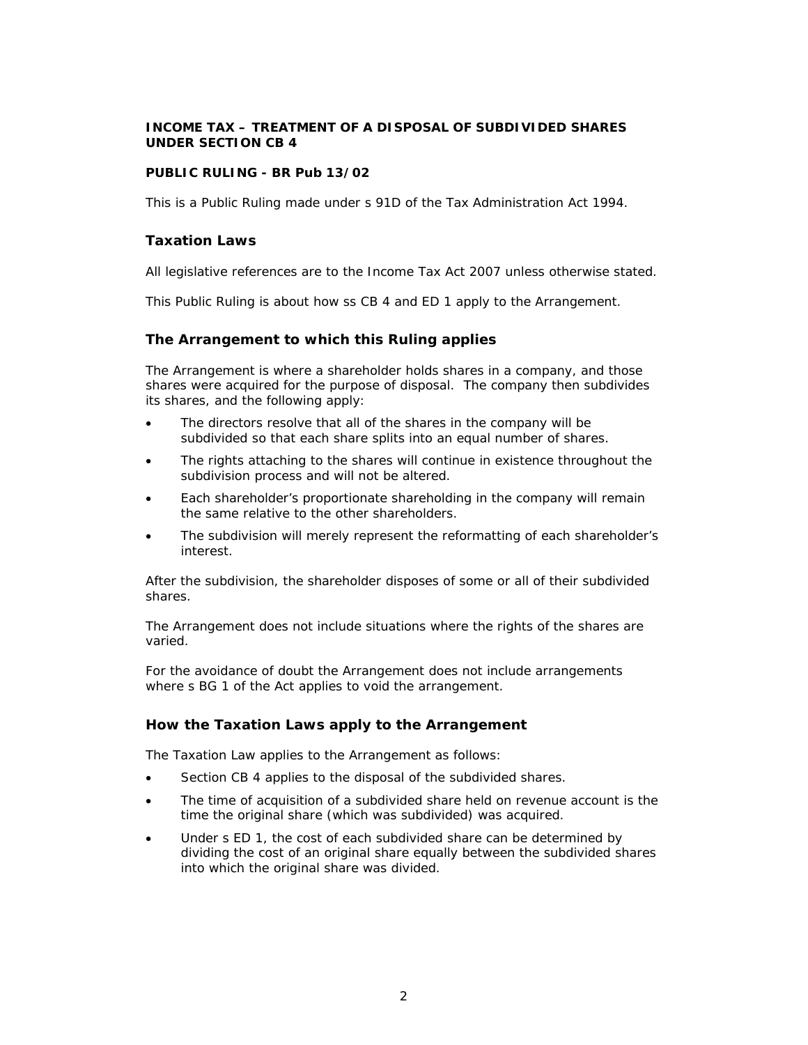**INCOME TAX – TREATMENT OF A DISPOSAL OF SUBDIVIDED SHARES UNDER SECTION CB 4**

**PUBLIC RULING - BR Pub 13/02**

This is a Public Ruling made under s 91D of the Tax Administration Act 1994.

## Taxation Laws

All legislative references are to the Income Tax Act 2007 unless otherwise stated.

This Public Ruling is about how ss CB 4 and ED 1 apply to the Arrangement.

## The Arrangement to which this Ruling applies

The Arrangement is where a shareholder holds shares in a company, and those shares were acquired for the purpose of disposal. The company then subdivides its shares, and the following apply:

- The directors resolve that all of the shares in the company will be subdivided so that each share splits into an equal number of shares.
- The rights attaching to the shares will continue in existence throughout the subdivision process and will not be altered.
- Each shareholder's proportionate shareholding in the company will remain the same relative to the other shareholders.
- The subdivision will merely represent the reformatting of each shareholder's interest.

After the subdivision, the shareholder disposes of some or all of their subdivided shares.

The Arrangement does not include situations where the rights of the shares are varied.

For the avoidance of doubt the Arrangement does not include arrangements where s BG 1 of the Act applies to void the arrangement.

## How the Taxation Laws apply to the Arrangement

The Taxation Law applies to the Arrangement as follows:

- Section CB 4 applies to the disposal of the subdivided shares.
- The time of acquisition of a subdivided share held on revenue account is the time the original share (which was subdivided) was acquired.
- Under s ED 1, the cost of each subdivided share can be determined by dividing the cost of an original share equally between the subdivided shares into which the original share was divided.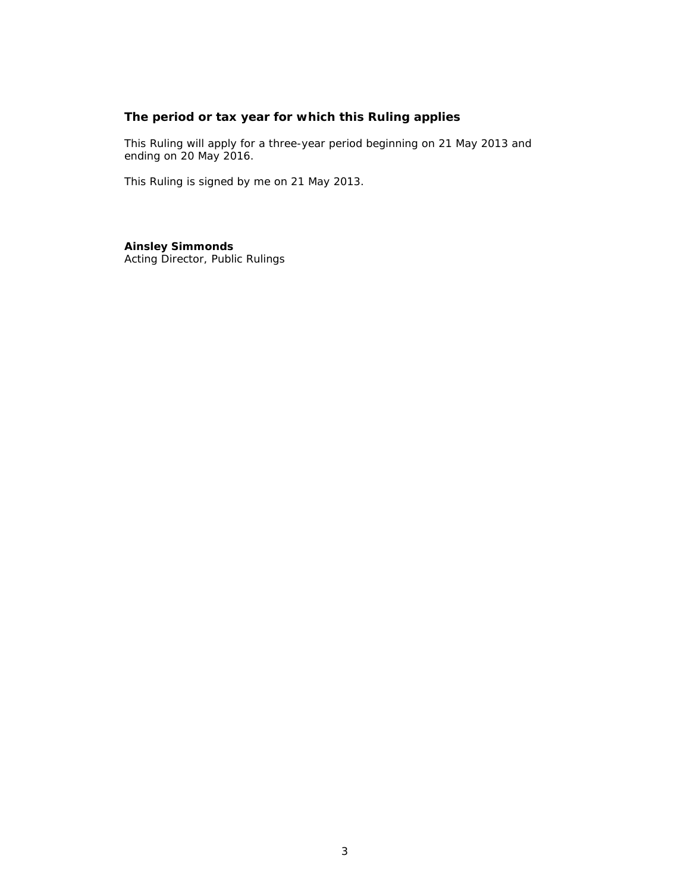## The period or tax year for which this Ruling applies

This Ruling will apply for a three-year period beginning on 21 May 2013 and ending on 20 May 2016.

This Ruling is signed by me on 21 May 2013.

**Ainsley Simmonds**
Acting Director, Public Rulings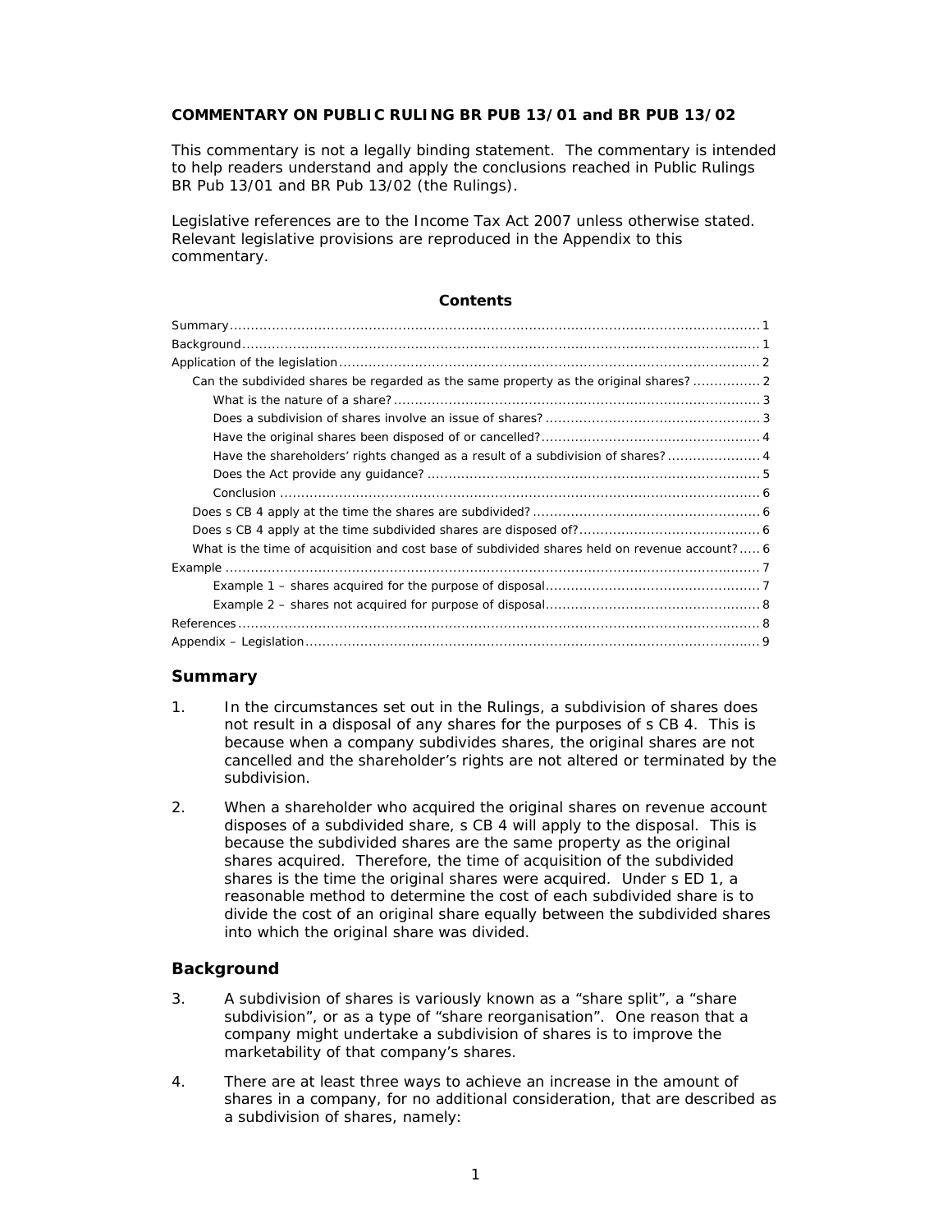**COMMENTARY ON PUBLIC RULING BR PUB 13/01 and BR PUB 13/02**

This commentary is not a legally binding statement. The commentary is intended to help readers understand and apply the conclusions reached in Public Rulings BR Pub 13/01 and BR Pub 13/02 (the Rulings).

Legislative references are to the Income Tax Act 2007 unless otherwise stated. Relevant legislative provisions are reproduced in the Appendix to this commentary.

**Contents**

- Summary ..... 1
- Background ..... 1
- Application of the legislation ..... 2
  - Can the subdivided shares be regarded as the same property as the original shares? ..... 2
    - What is the nature of a share? ..... 3
    - Does a subdivision of shares involve an issue of shares? ..... 3
    - Have the original shares been disposed of or cancelled? ..... 4
    - Have the shareholders' rights changed as a result of a subdivision of shares? ..... 4
    - Does the Act provide any guidance? ..... 5
    - Conclusion ..... 6
  - Does s CB 4 apply at the time the shares are subdivided? ..... 6
  - Does s CB 4 apply at the time subdivided shares are disposed of? ..... 6
  - What is the time of acquisition and cost base of subdivided shares held on revenue account? ..... 6
- Example ..... 7
  - Example 1 – shares acquired for the purpose of disposal ..... 7
  - Example 2 – shares not acquired for purpose of disposal ..... 8
- References ..... 8
- Appendix – Legislation ..... 9

## Summary

1. In the circumstances set out in the Rulings, a subdivision of shares does not result in a disposal of any shares for the purposes of s CB 4. This is because when a company subdivides shares, the original shares are not cancelled and the shareholder's rights are not altered or terminated by the subdivision.

2. When a shareholder who acquired the original shares on revenue account disposes of a subdivided share, s CB 4 will apply to the disposal. This is because the subdivided shares are the same property as the original shares acquired. Therefore, the time of acquisition of the subdivided shares is the time the original shares were acquired. Under s ED 1, a reasonable method to determine the cost of each subdivided share is to divide the cost of an original share equally between the subdivided shares into which the original share was divided.

## Background

3. A subdivision of shares is variously known as a "share split", a "share subdivision", or as a type of "share reorganisation". One reason that a company might undertake a subdivision of shares is to improve the marketability of that company's shares.

4. There are at least three ways to achieve an increase in the amount of shares in a company, for no additional consideration, that are described as a subdivision of shares, namely: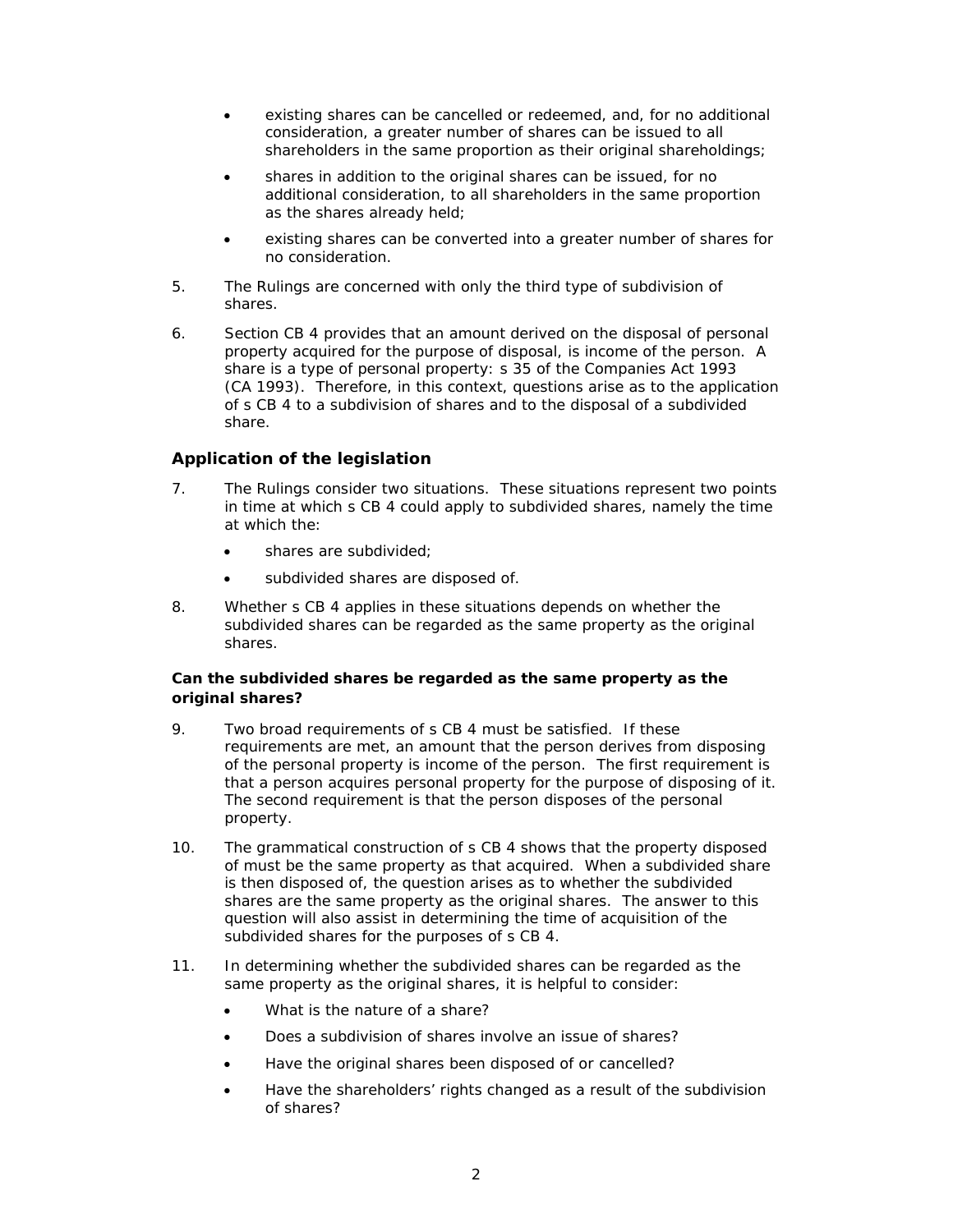- existing shares can be cancelled or redeemed, and, for no additional consideration, a greater number of shares can be issued to all shareholders in the same proportion as their original shareholdings;
- shares in addition to the original shares can be issued, for no additional consideration, to all shareholders in the same proportion as the shares already held;
- existing shares can be converted into a greater number of shares for no consideration.

5. The Rulings are concerned with only the third type of subdivision of shares.

6. Section CB 4 provides that an amount derived on the disposal of personal property acquired for the purpose of disposal, is income of the person. A share is a type of personal property: s 35 of the Companies Act 1993 (CA 1993). Therefore, in this context, questions arise as to the application of s CB 4 to a subdivision of shares and to the disposal of a subdivided share.

## Application of the legislation

7. The Rulings consider two situations. These situations represent two points in time at which s CB 4 could apply to subdivided shares, namely the time at which the:
   - shares are subdivided;
   - subdivided shares are disposed of.

8. Whether s CB 4 applies in these situations depends on whether the subdivided shares can be regarded as the same property as the original shares.

### Can the subdivided shares be regarded as the same property as the original shares?

9. Two broad requirements of s CB 4 must be satisfied. If these requirements are met, an amount that the person derives from disposing of the personal property is income of the person. The first requirement is that a person acquires personal property for the purpose of disposing of it. The second requirement is that the person disposes of the personal property.

10. The grammatical construction of s CB 4 shows that the property disposed of must be the same property as that acquired. When a subdivided share is then disposed of, the question arises as to whether the subdivided shares are the same property as the original shares. The answer to this question will also assist in determining the time of acquisition of the subdivided shares for the purposes of s CB 4.

11. In determining whether the subdivided shares can be regarded as the same property as the original shares, it is helpful to consider:
    - What is the nature of a share?
    - Does a subdivision of shares involve an issue of shares?
    - Have the original shares been disposed of or cancelled?
    - Have the shareholders' rights changed as a result of the subdivision of shares?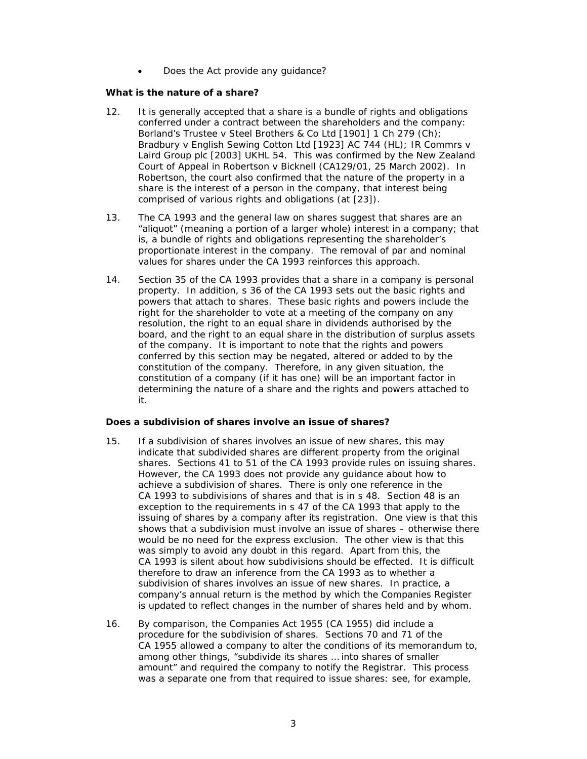- Does the Act provide any guidance?

**What is the nature of a share?**

12. It is generally accepted that a share is a bundle of rights and obligations conferred under a contract between the shareholders and the company: *Borland's Trustee v Steel Brothers & Co Ltd* [1901] 1 Ch 279 (Ch); *Bradbury v English Sewing Cotton Ltd* [1923] AC 744 (HL); *IR Commrs v Laird Group plc* [2003] UKHL 54. This was confirmed by the New Zealand Court of Appeal in *Robertson v Bicknell* (CA129/01, 25 March 2002). In *Robertson*, the court also confirmed that the nature of the property in a share is the interest of a person in the company, that interest being comprised of various rights and obligations (at [23]).

13. The CA 1993 and the general law on shares suggest that shares are an "aliquot" (meaning a portion of a larger whole) interest in a company; that is, a bundle of rights and obligations representing the shareholder's proportionate interest in the company. The removal of par and nominal values for shares under the CA 1993 reinforces this approach.

14. Section 35 of the CA 1993 provides that a share in a company is personal property. In addition, s 36 of the CA 1993 sets out the basic rights and powers that attach to shares. These basic rights and powers include the right for the shareholder to vote at a meeting of the company on any resolution, the right to an equal share in dividends authorised by the board, and the right to an equal share in the distribution of surplus assets of the company. It is important to note that the rights and powers conferred by this section may be negated, altered or added to by the constitution of the company. Therefore, in any given situation, the constitution of a company (if it has one) will be an important factor in determining the nature of a share and the rights and powers attached to it.

**Does a subdivision of shares involve an issue of shares?**

15. If a subdivision of shares involves an issue of new shares, this may indicate that subdivided shares are different property from the original shares. Sections 41 to 51 of the CA 1993 provide rules on issuing shares. However, the CA 1993 does not provide any guidance about how to achieve a subdivision of shares. There is only one reference in the CA 1993 to subdivisions of shares and that is in s 48. Section 48 is an exception to the requirements in s 47 of the CA 1993 that apply to the issuing of shares by a company after its registration. One view is that this shows that a subdivision must involve an issue of shares – otherwise there would be no need for the express exclusion. The other view is that this was simply to avoid any doubt in this regard. Apart from this, the CA 1993 is silent about how subdivisions should be effected. It is difficult therefore to draw an inference from the CA 1993 as to whether a subdivision of shares involves an issue of new shares. In practice, a company's annual return is the method by which the Companies Register is updated to reflect changes in the number of shares held and by whom.

16. By comparison, the Companies Act 1955 (CA 1955) did include a procedure for the subdivision of shares. Sections 70 and 71 of the CA 1955 allowed a company to alter the conditions of its memorandum to, among other things, "subdivide its shares … into shares of smaller amount" and required the company to notify the Registrar. This process was a separate one from that required to issue shares: see, for example,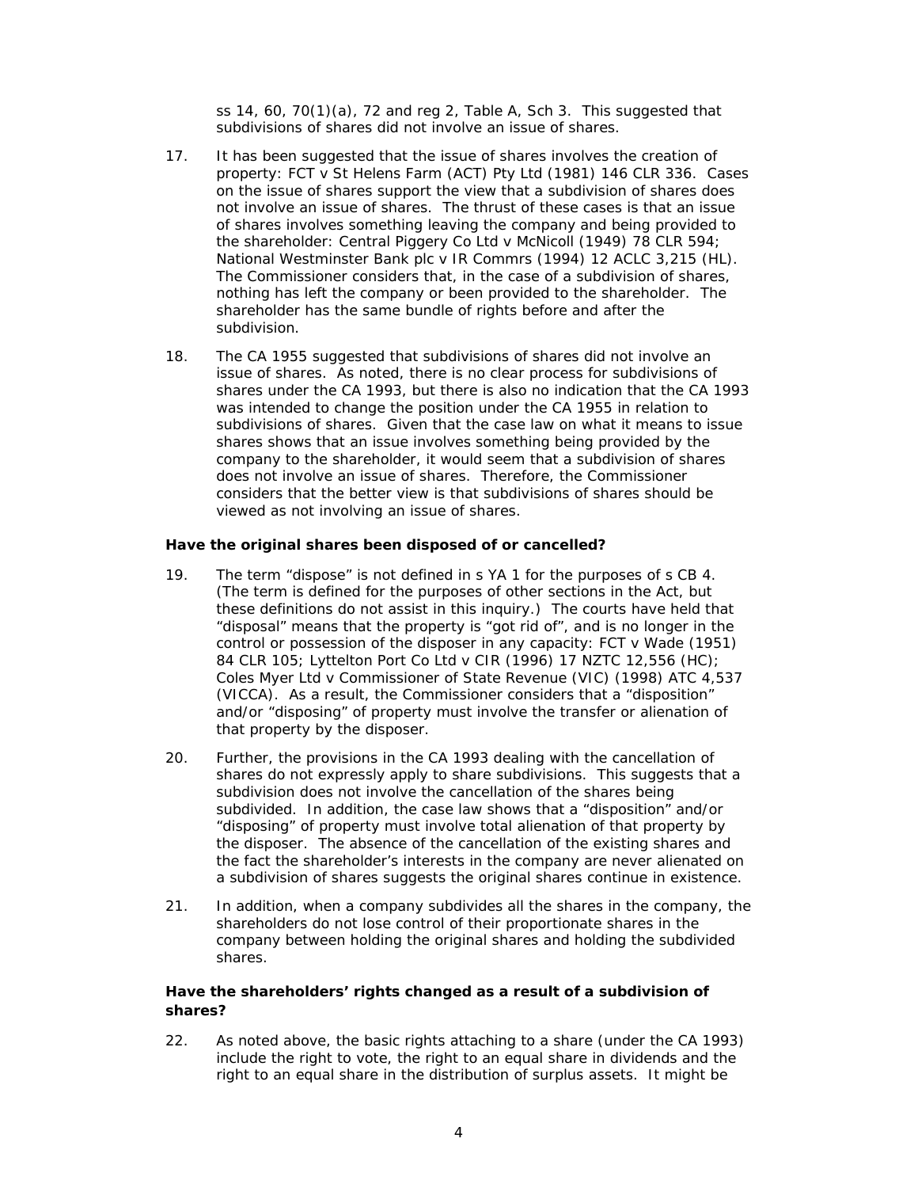ss 14, 60, 70(1)(a), 72 and reg 2, Table A, Sch 3. This suggested that subdivisions of shares did not involve an issue of shares.

17. It has been suggested that the issue of shares involves the creation of property: *FCT v St Helens Farm (ACT) Pty Ltd* (1981) 146 CLR 336. Cases on the issue of shares support the view that a subdivision of shares does not involve an issue of shares. The thrust of these cases is that an issue of shares involves something leaving the company and being provided to the shareholder: *Central Piggery Co Ltd v McNicoll* (1949) 78 CLR 594; *National Westminster Bank plc v IR Commrs* (1994) 12 ACLC 3,215 (HL). The Commissioner considers that, in the case of a subdivision of shares, nothing has left the company or been provided to the shareholder. The shareholder has the same bundle of rights before and after the subdivision.

18. The CA 1955 suggested that subdivisions of shares did not involve an issue of shares. As noted, there is no clear process for subdivisions of shares under the CA 1993, but there is also no indication that the CA 1993 was intended to change the position under the CA 1955 in relation to subdivisions of shares. Given that the case law on what it means to issue shares shows that an issue involves something being provided by the company to the shareholder, it would seem that a subdivision of shares does not involve an issue of shares. Therefore, the Commissioner considers that the better view is that subdivisions of shares should be viewed as not involving an issue of shares.

### Have the original shares been disposed of or cancelled?

19. The term "dispose" is not defined in s YA 1 for the purposes of s CB 4. (The term is defined for the purposes of other sections in the Act, but these definitions do not assist in this inquiry.) The courts have held that "disposal" means that the property is "got rid of", and is no longer in the control or possession of the disposer in any capacity: *FCT v Wade* (1951) 84 CLR 105; *Lyttelton Port Co Ltd v CIR* (1996) 17 NZTC 12,556 (HC); *Coles Myer Ltd v Commissioner of State Revenue (VIC)* (1998) ATC 4,537 (VICCA). As a result, the Commissioner considers that a "disposition" and/or "disposing" of property must involve the transfer or alienation of that property by the disposer.

20. Further, the provisions in the CA 1993 dealing with the cancellation of shares do not expressly apply to share subdivisions. This suggests that a subdivision does not involve the cancellation of the shares being subdivided. In addition, the case law shows that a "disposition" and/or "disposing" of property must involve total alienation of that property by the disposer. The absence of the cancellation of the existing shares and the fact the shareholder's interests in the company are never alienated on a subdivision of shares suggests the original shares continue in existence.

21. In addition, when a company subdivides all the shares in the company, the shareholders do not lose control of their proportionate shares in the company between holding the original shares and holding the subdivided shares.

### Have the shareholders' rights changed as a result of a subdivision of shares?

22. As noted above, the basic rights attaching to a share (under the CA 1993) include the right to vote, the right to an equal share in dividends and the right to an equal share in the distribution of surplus assets. It might be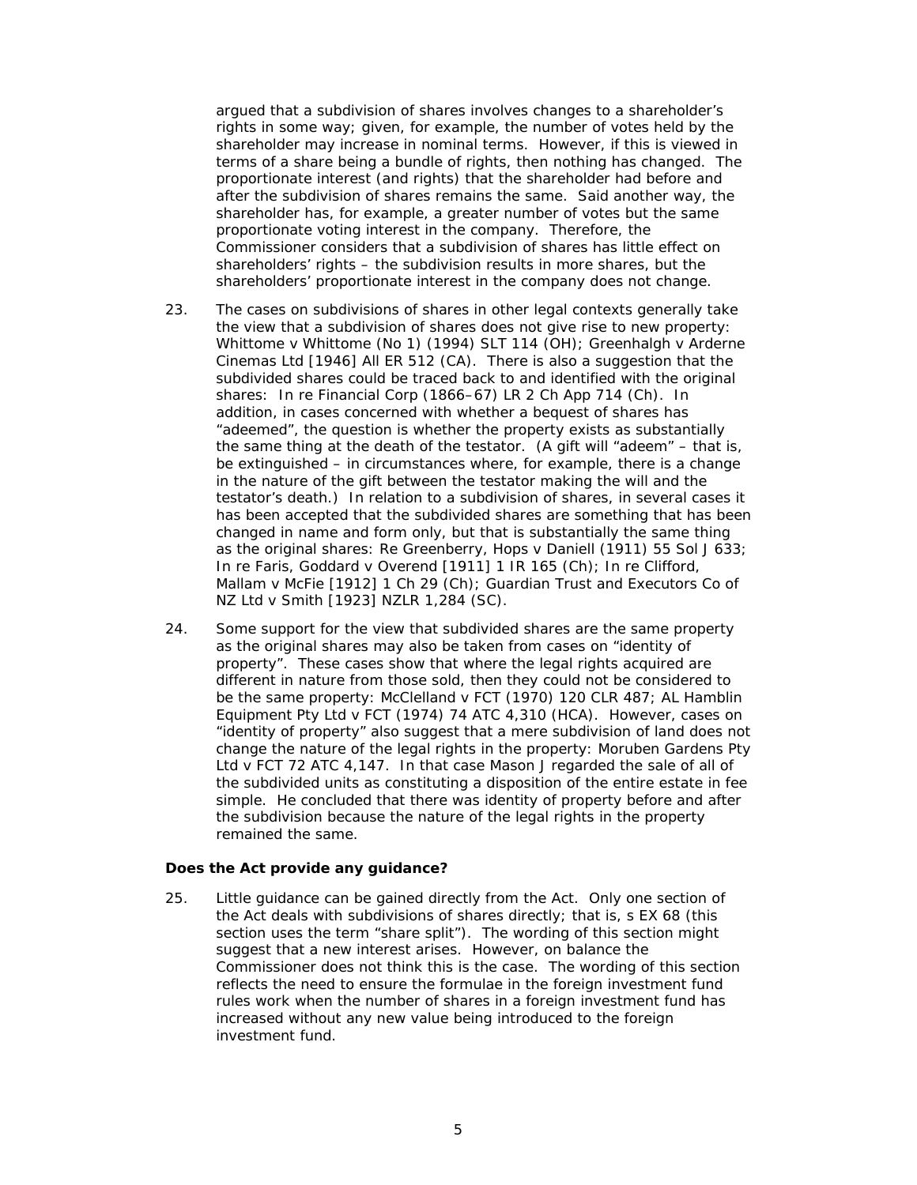argued that a subdivision of shares involves changes to a shareholder's rights in some way; given, for example, the number of votes held by the shareholder may increase in nominal terms. However, if this is viewed in terms of a share being a bundle of rights, then nothing has changed. The proportionate interest (and rights) that the shareholder had before and after the subdivision of shares remains the same. Said another way, the shareholder has, for example, a greater number of votes but the same proportionate voting interest in the company. Therefore, the Commissioner considers that a subdivision of shares has little effect on shareholders' rights – the subdivision results in more shares, but the shareholders' proportionate interest in the company does not change.

23. The cases on subdivisions of shares in other legal contexts generally take the view that a subdivision of shares does not give rise to new property: *Whittome v Whittome (No 1)* (1994) SLT 114 (OH); *Greenhalgh v Arderne Cinemas Ltd* [1946] All ER 512 (CA). There is also a suggestion that the subdivided shares could be traced back to and identified with the original shares: *In re Financial Corp* (1866–67) LR 2 Ch App 714 (Ch). In addition, in cases concerned with whether a bequest of shares has "adeemed", the question is whether the property exists as substantially the same thing at the death of the testator. (A gift will "adeem" – that is, be extinguished – in circumstances where, for example, there is a change in the nature of the gift between the testator making the will and the testator's death.) In relation to a subdivision of shares, in several cases it has been accepted that the subdivided shares are something that has been changed in name and form only, but that is substantially the same thing as the original shares: *Re Greenberry, Hops v Daniell* (1911) 55 Sol J 633; *In re Faris, Goddard v Overend* [1911] 1 IR 165 (Ch); *In re Clifford, Mallam v McFie* [1912] 1 Ch 29 (Ch); *Guardian Trust and Executors Co of NZ Ltd v Smith* [1923] NZLR 1,284 (SC).

24. Some support for the view that subdivided shares are the same property as the original shares may also be taken from cases on "identity of property". These cases show that where the legal rights acquired are different in nature from those sold, then they could not be considered to be the same property: *McClelland v FCT* (1970) 120 CLR 487; *AL Hamblin Equipment Pty Ltd v FCT* (1974) 74 ATC 4,310 (HCA). However, cases on "identity of property" also suggest that a mere subdivision of land does not change the nature of the legal rights in the property: *Moruben Gardens Pty Ltd v FCT* 72 ATC 4,147. In that case Mason J regarded the sale of all of the subdivided units as constituting a disposition of the entire estate in fee simple. He concluded that there was identity of property before and after the subdivision because the nature of the legal rights in the property remained the same.

### Does the Act provide any guidance?

25. Little guidance can be gained directly from the Act. Only one section of the Act deals with subdivisions of shares directly; that is, s EX 68 (this section uses the term "share split"). The wording of this section might suggest that a new interest arises. However, on balance the Commissioner does not think this is the case. The wording of this section reflects the need to ensure the formulae in the foreign investment fund rules work when the number of shares in a foreign investment fund has increased without any new value being introduced to the foreign investment fund.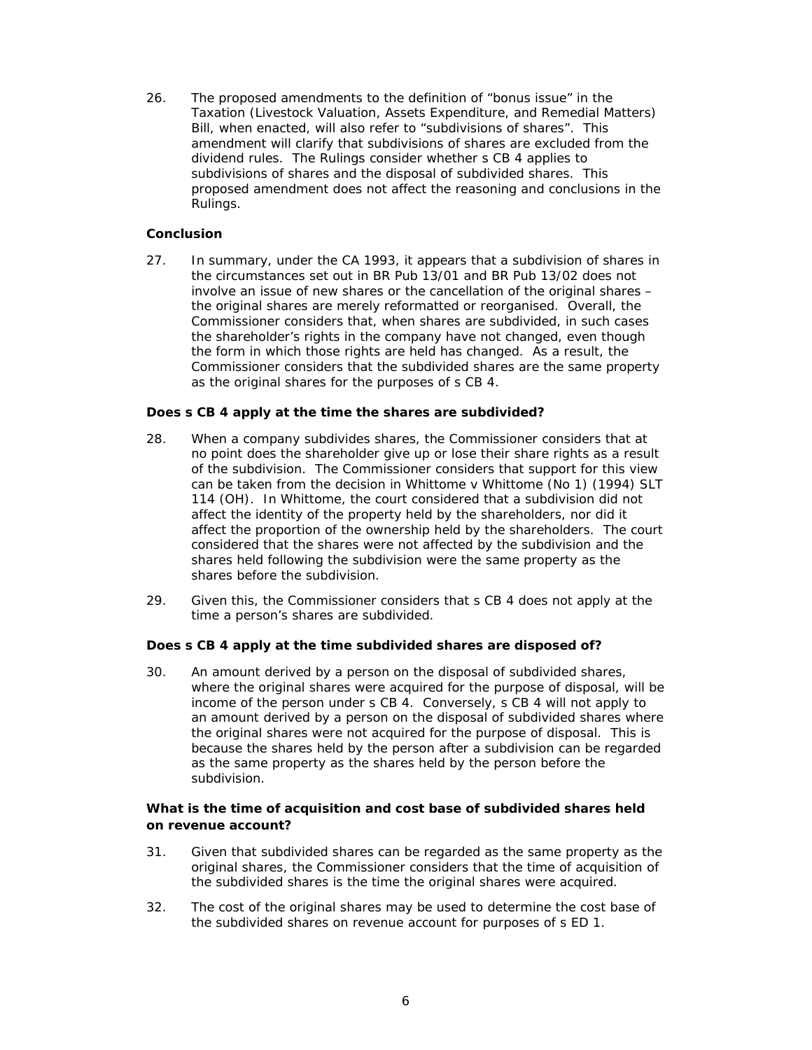26. The proposed amendments to the definition of "bonus issue" in the Taxation (Livestock Valuation, Assets Expenditure, and Remedial Matters) Bill, when enacted, will also refer to "subdivisions of shares". This amendment will clarify that subdivisions of shares are excluded from the dividend rules. The Rulings consider whether s CB 4 applies to subdivisions of shares and the disposal of subdivided shares. This proposed amendment does not affect the reasoning and conclusions in the Rulings.

**Conclusion**

27. In summary, under the CA 1993, it appears that a subdivision of shares in the circumstances set out in BR Pub 13/01 and BR Pub 13/02 does not involve an issue of new shares or the cancellation of the original shares – the original shares are merely reformatted or reorganised. Overall, the Commissioner considers that, when shares are subdivided, in such cases the shareholder's rights in the company have not changed, even though the form in which those rights are held has changed. As a result, the Commissioner considers that the subdivided shares are the same property as the original shares for the purposes of s CB 4.

**Does s CB 4 apply at the time the shares are subdivided?**

28. When a company subdivides shares, the Commissioner considers that at no point does the shareholder give up or lose their share rights as a result of the subdivision. The Commissioner considers that support for this view can be taken from the decision in Whittome v Whittome (No 1) (1994) SLT 114 (OH). In Whittome, the court considered that a subdivision did not affect the identity of the property held by the shareholders, nor did it affect the proportion of the ownership held by the shareholders. The court considered that the shares were not affected by the subdivision and the shares held following the subdivision were the same property as the shares before the subdivision.

29. Given this, the Commissioner considers that s CB 4 does not apply at the time a person's shares are subdivided.

**Does s CB 4 apply at the time subdivided shares are disposed of?**

30. An amount derived by a person on the disposal of subdivided shares, where the original shares were acquired for the purpose of disposal, will be income of the person under s CB 4. Conversely, s CB 4 will not apply to an amount derived by a person on the disposal of subdivided shares where the original shares were not acquired for the purpose of disposal. This is because the shares held by the person after a subdivision can be regarded as the same property as the shares held by the person before the subdivision.

**What is the time of acquisition and cost base of subdivided shares held on revenue account?**

31. Given that subdivided shares can be regarded as the same property as the original shares, the Commissioner considers that the time of acquisition of the subdivided shares is the time the original shares were acquired.

32. The cost of the original shares may be used to determine the cost base of the subdivided shares on revenue account for purposes of s ED 1.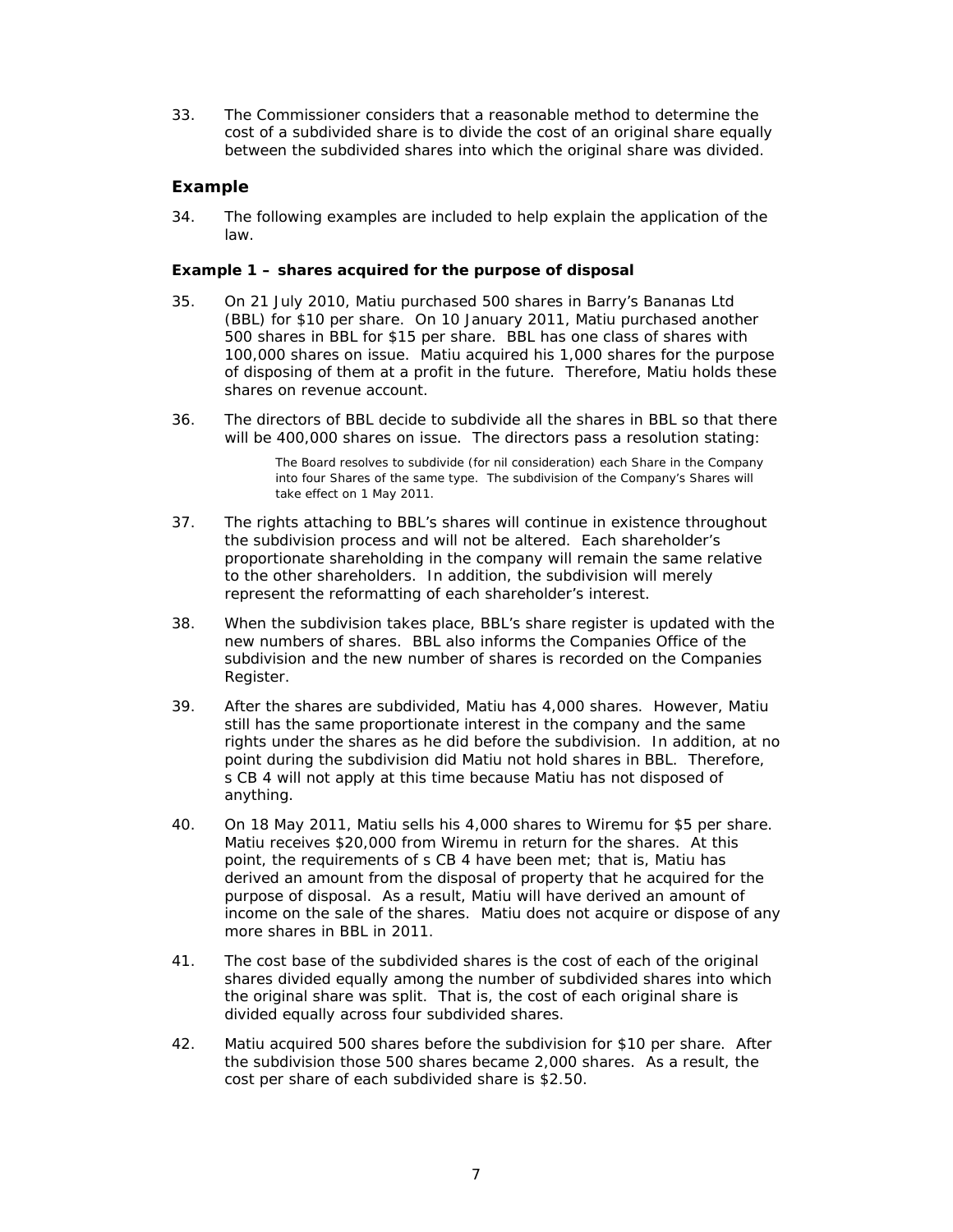33. The Commissioner considers that a reasonable method to determine the cost of a subdivided share is to divide the cost of an original share equally between the subdivided shares into which the original share was divided.

## Example

34. The following examples are included to help explain the application of the law.

### Example 1 – shares acquired for the purpose of disposal

35. On 21 July 2010, Matiu purchased 500 shares in Barry's Bananas Ltd (BBL) for $10 per share. On 10 January 2011, Matiu purchased another 500 shares in BBL for $15 per share. BBL has one class of shares with 100,000 shares on issue. Matiu acquired his 1,000 shares for the purpose of disposing of them at a profit in the future. Therefore, Matiu holds these shares on revenue account.

36. The directors of BBL decide to subdivide all the shares in BBL so that there will be 400,000 shares on issue. The directors pass a resolution stating:

> The Board resolves to subdivide (for nil consideration) each Share in the Company into four Shares of the same type. The subdivision of the Company's Shares will take effect on 1 May 2011.

37. The rights attaching to BBL's shares will continue in existence throughout the subdivision process and will not be altered. Each shareholder's proportionate shareholding in the company will remain the same relative to the other shareholders. In addition, the subdivision will merely represent the reformatting of each shareholder's interest.

38. When the subdivision takes place, BBL's share register is updated with the new numbers of shares. BBL also informs the Companies Office of the subdivision and the new number of shares is recorded on the Companies Register.

39. After the shares are subdivided, Matiu has 4,000 shares. However, Matiu still has the same proportionate interest in the company and the same rights under the shares as he did before the subdivision. In addition, at no point during the subdivision did Matiu not hold shares in BBL. Therefore, s CB 4 will not apply at this time because Matiu has not disposed of anything.

40. On 18 May 2011, Matiu sells his 4,000 shares to Wiremu for $5 per share. Matiu receives $20,000 from Wiremu in return for the shares. At this point, the requirements of s CB 4 have been met; that is, Matiu has derived an amount from the disposal of property that he acquired for the purpose of disposal. As a result, Matiu will have derived an amount of income on the sale of the shares. Matiu does not acquire or dispose of any more shares in BBL in 2011.

41. The cost base of the subdivided shares is the cost of each of the original shares divided equally among the number of subdivided shares into which the original share was split. That is, the cost of each original share is divided equally across four subdivided shares.

42. Matiu acquired 500 shares before the subdivision for $10 per share. After the subdivision those 500 shares became 2,000 shares. As a result, the cost per share of each subdivided share is $2.50.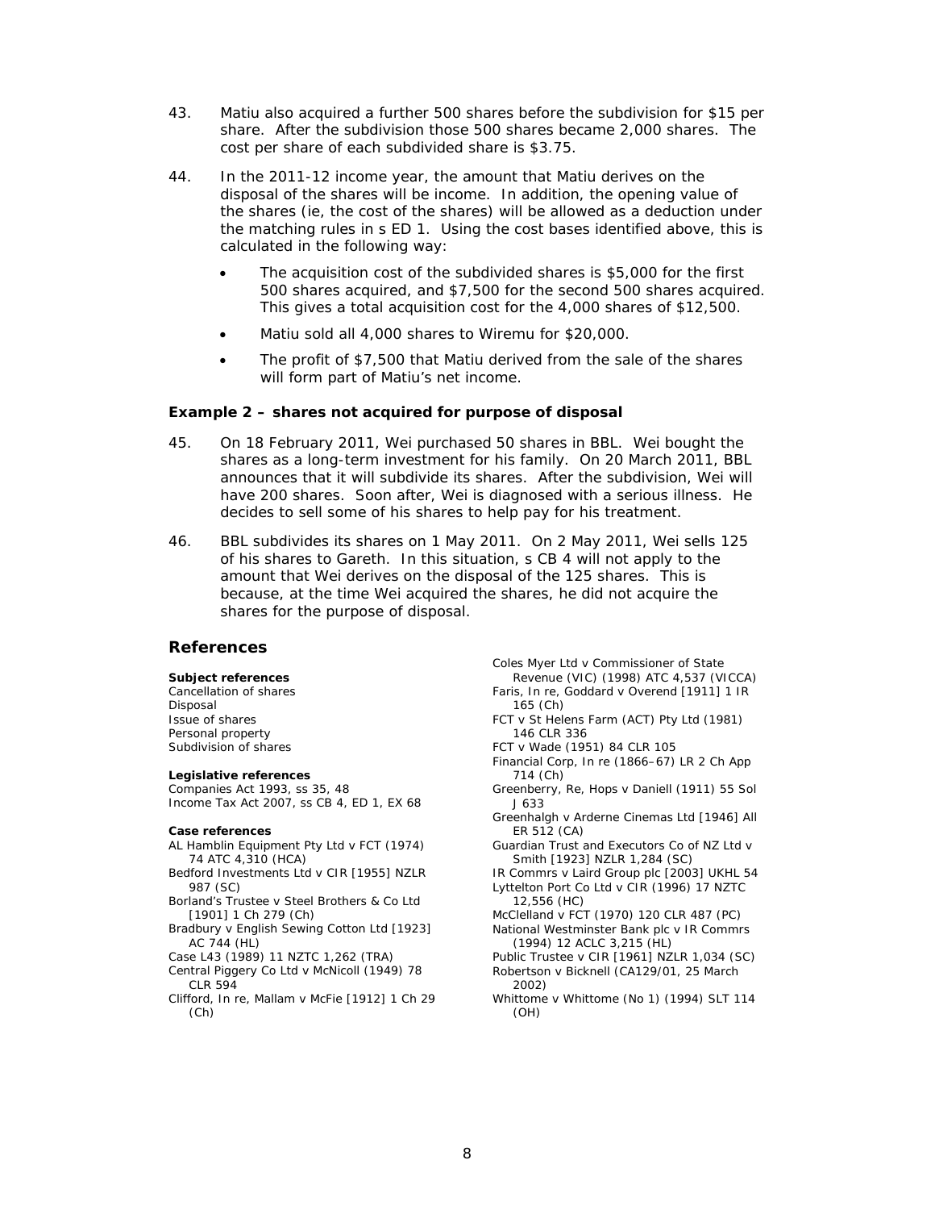43. Matiu also acquired a further 500 shares before the subdivision for $15 per share. After the subdivision those 500 shares became 2,000 shares. The cost per share of each subdivided share is $3.75.

44. In the 2011-12 income year, the amount that Matiu derives on the disposal of the shares will be income. In addition, the opening value of the shares (ie, the cost of the shares) will be allowed as a deduction under the matching rules in s ED 1. Using the cost bases identified above, this is calculated in the following way:

    - The acquisition cost of the subdivided shares is $5,000 for the first 500 shares acquired, and $7,500 for the second 500 shares acquired. This gives a total acquisition cost for the 4,000 shares of $12,500.
    - Matiu sold all 4,000 shares to Wiremu for $20,000.
    - The profit of $7,500 that Matiu derived from the sale of the shares will form part of Matiu's net income.

**Example 2 – shares not acquired for purpose of disposal**

45. On 18 February 2011, Wei purchased 50 shares in BBL. Wei bought the shares as a long-term investment for his family. On 20 March 2011, BBL announces that it will subdivide its shares. After the subdivision, Wei will have 200 shares. Soon after, Wei is diagnosed with a serious illness. He decides to sell some of his shares to help pay for his treatment.

46. BBL subdivides its shares on 1 May 2011. On 2 May 2011, Wei sells 125 of his shares to Gareth. In this situation, s CB 4 will not apply to the amount that Wei derives on the disposal of the 125 shares. This is because, at the time Wei acquired the shares, he did not acquire the shares for the purpose of disposal.

## References

**Subject references**

Cancellation of shares
Disposal
Issue of shares
Personal property
Subdivision of shares

**Legislative references**

Companies Act 1993, ss 35, 48
Income Tax Act 2007, ss CB 4, ED 1, EX 68

**Case references**

AL Hamblin Equipment Pty Ltd v FCT (1974) 74 ATC 4,310 (HCA)
Bedford Investments Ltd v CIR [1955] NZLR 987 (SC)
Borland's Trustee v Steel Brothers & Co Ltd [1901] 1 Ch 279 (Ch)
Bradbury v English Sewing Cotton Ltd [1923] AC 744 (HL)
Case L43 (1989) 11 NZTC 1,262 (TRA)
Central Piggery Co Ltd v McNicoll (1949) 78 CLR 594
Clifford, In re, Mallam v McFie [1912] 1 Ch 29 (Ch)
Coles Myer Ltd v Commissioner of State Revenue (VIC) (1998) ATC 4,537 (VICCA)
Faris, In re, Goddard v Overend [1911] 1 IR 165 (Ch)
FCT v St Helens Farm (ACT) Pty Ltd (1981) 146 CLR 336
FCT v Wade (1951) 84 CLR 105
Financial Corp, In re (1866–67) LR 2 Ch App 714 (Ch)
Greenberry, Re, Hops v Daniell (1911) 55 Sol J 633
Greenhalgh v Arderne Cinemas Ltd [1946] All ER 512 (CA)
Guardian Trust and Executors Co of NZ Ltd v Smith [1923] NZLR 1,284 (SC)
IR Commrs v Laird Group plc [2003] UKHL 54
Lyttelton Port Co Ltd v CIR (1996) 17 NZTC 12,556 (HC)
McClelland v FCT (1970) 120 CLR 487 (PC)
National Westminster Bank plc v IR Commrs (1994) 12 ACLC 3,215 (HL)
Public Trustee v CIR [1961] NZLR 1,034 (SC)
Robertson v Bicknell (CA129/01, 25 March 2002)
Whittome v Whittome (No 1) (1994) SLT 114 (OH)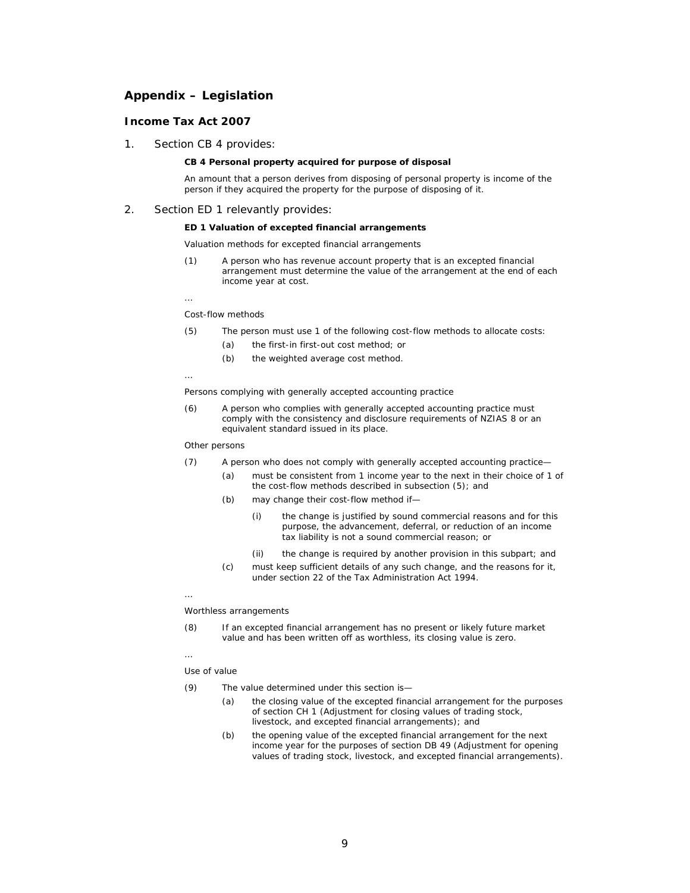## Appendix – Legislation

### Income Tax Act 2007

1. Section CB 4 provides:

   **CB 4 Personal property acquired for purpose of disposal**

   An amount that a person derives from disposing of personal property is income of the person if they acquired the property for the purpose of disposing of it.

2. Section ED 1 relevantly provides:

   **ED 1 Valuation of excepted financial arrangements**

   *Valuation methods for excepted financial arrangements*

   (1) A person who has revenue account property that is an excepted financial arrangement must determine the value of the arrangement at the end of each income year at cost.

   …

   *Cost-flow methods*

   (5) The person must use 1 of the following cost-flow methods to allocate costs:

   - (a) the first-in first-out cost method; or
   - (b) the weighted average cost method.

   …

   *Persons complying with generally accepted accounting practice*

   (6) A person who complies with generally accepted accounting practice must comply with the consistency and disclosure requirements of NZIAS 8 or an equivalent standard issued in its place.

   *Other persons*

   (7) A person who does not comply with generally accepted accounting practice—

   - (a) must be consistent from 1 income year to the next in their choice of 1 of the cost-flow methods described in subsection (5); and
   - (b) may change their cost-flow method if—
     - (i) the change is justified by sound commercial reasons and for this purpose, the advancement, deferral, or reduction of an income tax liability is not a sound commercial reason; or
     - (ii) the change is required by another provision in this subpart; and
   - (c) must keep sufficient details of any such change, and the reasons for it, under section 22 of the Tax Administration Act 1994.

   …

   *Worthless arrangements*

   (8) If an excepted financial arrangement has no present or likely future market value and has been written off as worthless, its closing value is zero.

   …

   *Use of value*

   (9) The value determined under this section is—

   - (a) the closing value of the excepted financial arrangement for the purposes of section CH 1 (Adjustment for closing values of trading stock, livestock, and excepted financial arrangements); and
   - (b) the opening value of the excepted financial arrangement for the next income year for the purposes of section DB 49 (Adjustment for opening values of trading stock, livestock, and excepted financial arrangements).